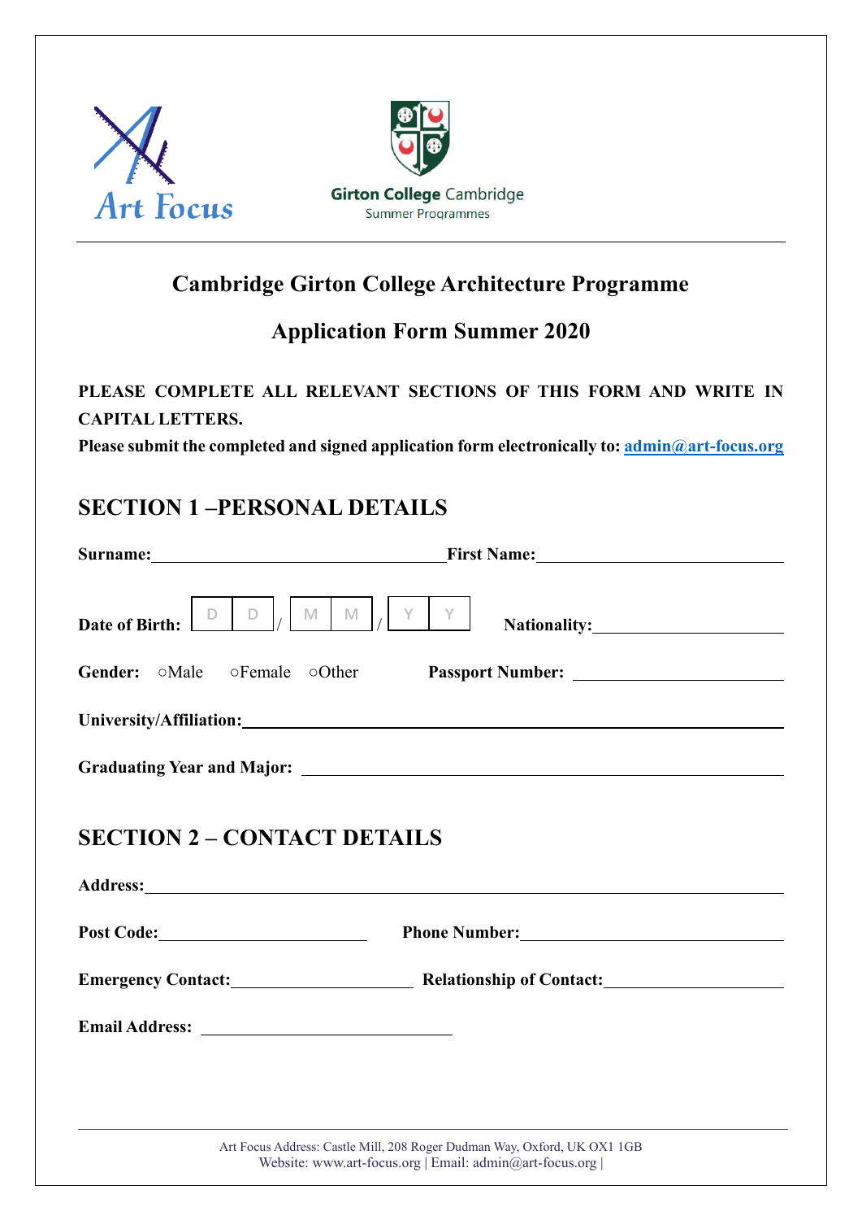Art Focus

Girton College Cambridge
Summer Programmes

# Cambridge Girton College Architecture Programme

## Application Form Summer 2020

**PLEASE COMPLETE ALL RELEVANT SECTIONS OF THIS FORM AND WRITE IN CAPITAL LETTERS.**

**Please submit the completed and signed application form electronically to: admin@art-focus.org**

## SECTION 1 –PERSONAL DETAILS

**Surname:** ____________________ **First Name:** ____________________

**Date of Birth:** D D / M M / Y Y **Nationality:** ____________________

**Gender:** ○Male ○Female ○Other **Passport Number:** ____________________

**University/Affiliation:** ________________________________________

**Graduating Year and Major:** ________________________________________

## SECTION 2 – CONTACT DETAILS

**Address:** ________________________________________

**Post Code:** ____________________ **Phone Number:** ____________________

**Emergency Contact:** ____________________ **Relationship of Contact:** ____________________

**Email Address:** ____________________

Art Focus Address: Castle Mill, 208 Roger Dudman Way, Oxford, UK OX1 1GB
Website: www.art-focus.org | Email: admin@art-focus.org |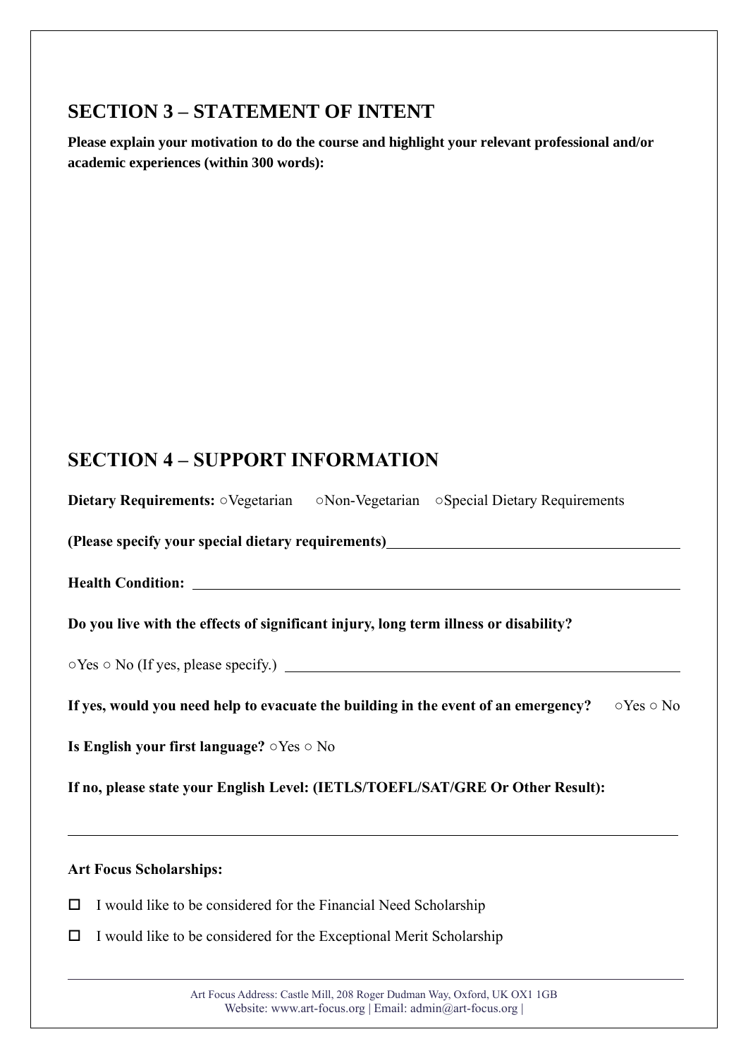## SECTION 3 – STATEMENT OF INTENT

**Please explain your motivation to do the course and highlight your relevant professional and/or academic experiences (within 300 words):**

## SECTION 4 – SUPPORT INFORMATION

**Dietary Requirements:** ○Vegetarian ○Non-Vegetarian ○Special Dietary Requirements

**(Please specify your special dietary requirements)**\_\_\_\_\_\_\_\_\_\_\_\_\_\_\_\_\_\_\_\_\_\_\_\_\_\_\_\_\_\_\_\_

**Health Condition:** \_\_\_\_\_\_\_\_\_\_\_\_\_\_\_\_\_\_\_\_\_\_\_\_\_\_\_\_\_\_\_\_\_\_\_\_\_\_\_\_\_\_\_\_\_\_\_\_\_\_

**Do you live with the effects of significant injury, long term illness or disability?**

○Yes ○ No (If yes, please specify.) \_\_\_\_\_\_\_\_\_\_\_\_\_\_\_\_\_\_\_\_\_\_\_\_\_\_\_\_\_\_\_\_\_\_\_\_\_\_\_\_

**If yes, would you need help to evacuate the building in the event of an emergency?** ○Yes ○ No

**Is English your first language?** ○Yes ○ No

**If no, please state your English Level: (IETLS/TOEFL/SAT/GRE Or Other Result):**

\_\_\_\_\_\_\_\_\_\_\_\_\_\_\_\_\_\_\_\_\_\_\_\_\_\_\_\_\_\_\_\_\_\_\_\_\_\_\_\_\_\_\_\_\_\_\_\_\_\_\_\_\_\_\_\_\_\_\_\_\_\_\_\_\_\_\_\_

**Art Focus Scholarships:**

- ☐ I would like to be considered for the Financial Need Scholarship
- ☐ I would like to be considered for the Exceptional Merit Scholarship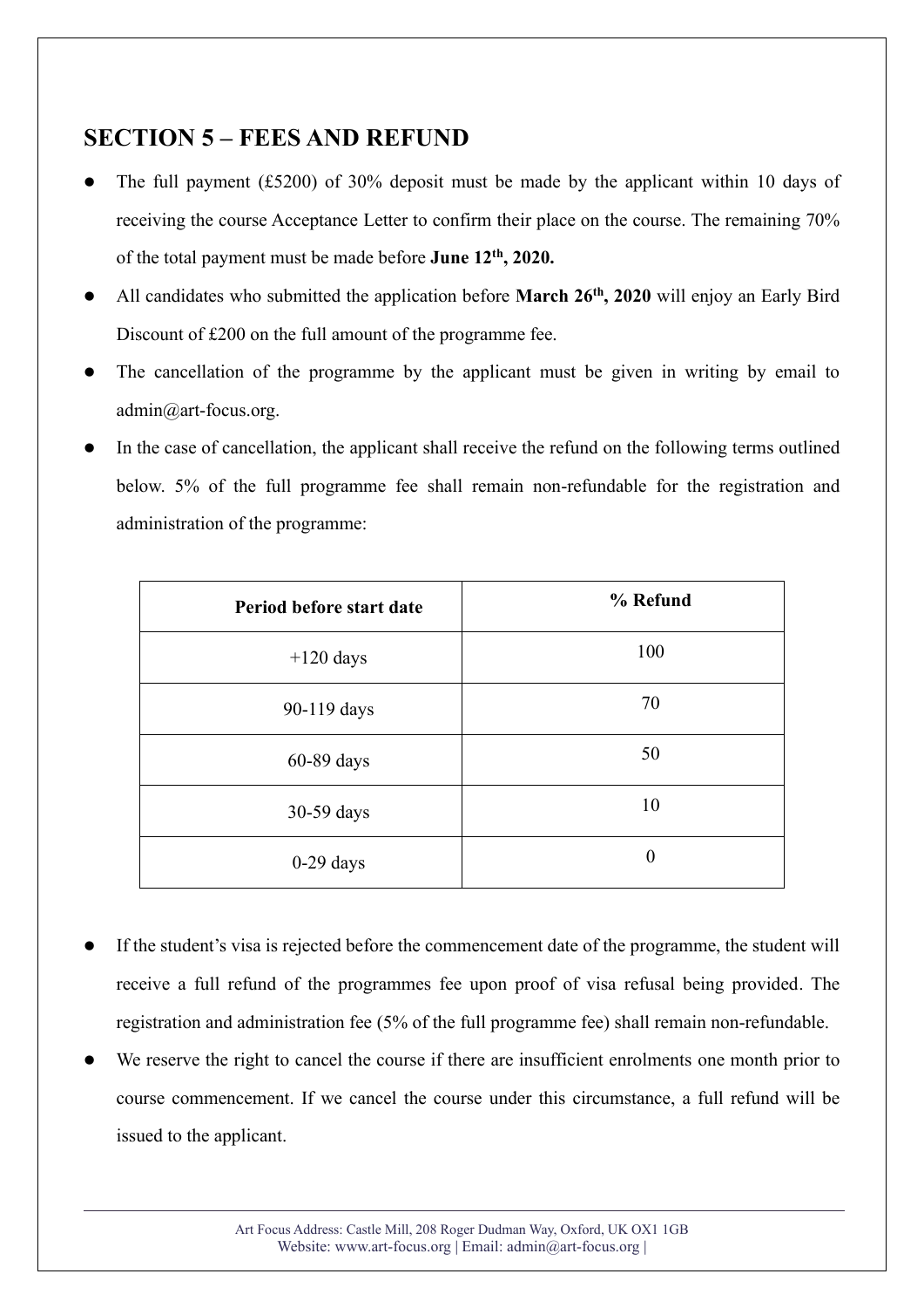## SECTION 5 – FEES AND REFUND

- The full payment (£5200) of 30% deposit must be made by the applicant within 10 days of receiving the course Acceptance Letter to confirm their place on the course. The remaining 70% of the total payment must be made before **June 12th, 2020.**
- All candidates who submitted the application before **March 26th, 2020** will enjoy an Early Bird Discount of £200 on the full amount of the programme fee.
- The cancellation of the programme by the applicant must be given in writing by email to admin@art-focus.org.
- In the case of cancellation, the applicant shall receive the refund on the following terms outlined below. 5% of the full programme fee shall remain non-refundable for the registration and administration of the programme:

| Period before start date | % Refund |
|---|---|
| +120 days | 100 |
| 90-119 days | 70 |
| 60-89 days | 50 |
| 30-59 days | 10 |
| 0-29 days | 0 |

- If the student's visa is rejected before the commencement date of the programme, the student will receive a full refund of the programmes fee upon proof of visa refusal being provided. The registration and administration fee (5% of the full programme fee) shall remain non-refundable.
- We reserve the right to cancel the course if there are insufficient enrolments one month prior to course commencement. If we cancel the course under this circumstance, a full refund will be issued to the applicant.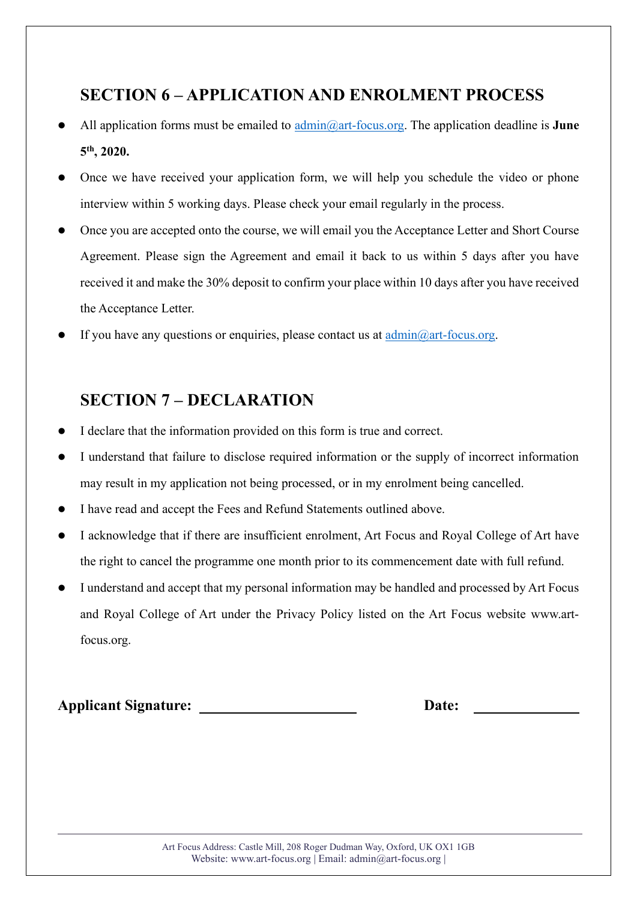## SECTION 6 – APPLICATION AND ENROLMENT PROCESS

- All application forms must be emailed to admin@art-focus.org. The application deadline is **June 5th, 2020.**
- Once we have received your application form, we will help you schedule the video or phone interview within 5 working days. Please check your email regularly in the process.
- Once you are accepted onto the course, we will email you the Acceptance Letter and Short Course Agreement. Please sign the Agreement and email it back to us within 5 days after you have received it and make the 30% deposit to confirm your place within 10 days after you have received the Acceptance Letter.
- If you have any questions or enquiries, please contact us at admin@art-focus.org.

## SECTION 7 – DECLARATION

- I declare that the information provided on this form is true and correct.
- I understand that failure to disclose required information or the supply of incorrect information may result in my application not being processed, or in my enrolment being cancelled.
- I have read and accept the Fees and Refund Statements outlined above.
- I acknowledge that if there are insufficient enrolment, Art Focus and Royal College of Art have the right to cancel the programme one month prior to its commencement date with full refund.
- I understand and accept that my personal information may be handled and processed by Art Focus and Royal College of Art under the Privacy Policy listed on the Art Focus website www.art-focus.org.

**Applicant Signature:** ____________________ **Date:** ______________